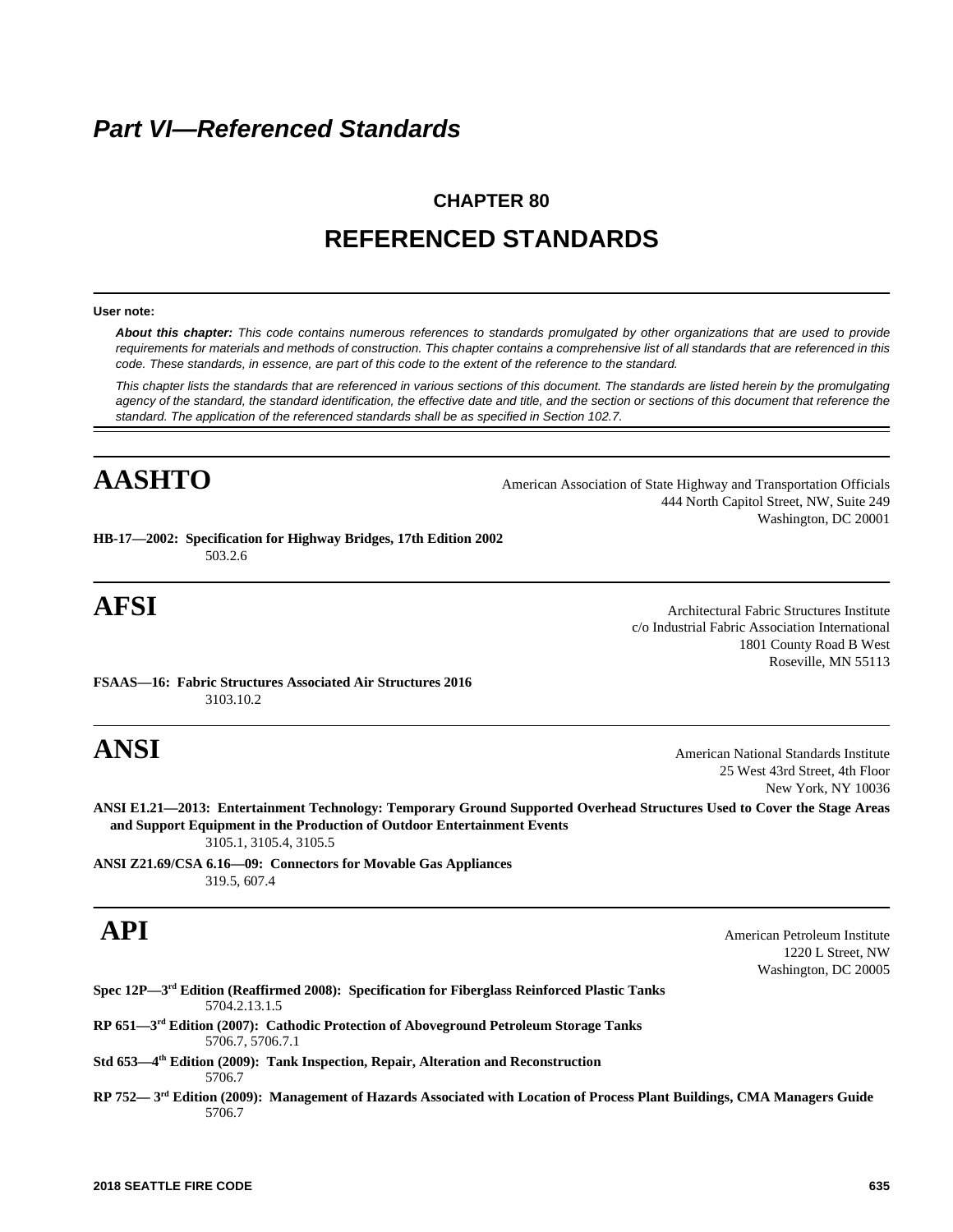# *Part VI—Referenced Standards*

## CHAPTER 80

## REFERENCED STANDARDS

**User note:**

***About this chapter:*** *This code contains numerous references to standards promulgated by other organizations that are used to provide requirements for materials and methods of construction. This chapter contains a comprehensive list of all standards that are referenced in this code. These standards, in essence, are part of this code to the extent of the reference to the standard.*

*This chapter lists the standards that are referenced in various sections of this document. The standards are listed herein by the promulgating agency of the standard, the standard identification, the effective date and title, and the section or sections of this document that reference the standard. The application of the referenced standards shall be as specified in Section 102.7.*

# AASHTO

American Association of State Highway and Transportation Officials
444 North Capitol Street, NW, Suite 249
Washington, DC 20001

**HB-17—2002: Specification for Highway Bridges, 17th Edition 2002**
503.2.6

# AFSI

Architectural Fabric Structures Institute
c/o Industrial Fabric Association International
1801 County Road B West
Roseville, MN 55113

**FSAAS—16: Fabric Structures Associated Air Structures 2016**
3103.10.2

# ANSI

American National Standards Institute
25 West 43rd Street, 4th Floor
New York, NY 10036

**ANSI E1.21—2013: Entertainment Technology: Temporary Ground Supported Overhead Structures Used to Cover the Stage Areas and Support Equipment in the Production of Outdoor Entertainment Events**
3105.1, 3105.4, 3105.5

**ANSI Z21.69/CSA 6.16—09: Connectors for Movable Gas Appliances**
319.5, 607.4

# API

American Petroleum Institute
1220 L Street, NW
Washington, DC 20005

**Spec 12P—3rd Edition (Reaffirmed 2008): Specification for Fiberglass Reinforced Plastic Tanks**
5704.2.13.1.5

**RP 651—3rd Edition (2007): Cathodic Protection of Aboveground Petroleum Storage Tanks**
5706.7, 5706.7.1

**Std 653—4th Edition (2009): Tank Inspection, Repair, Alteration and Reconstruction**
5706.7

**RP 752— 3rd Edition (2009): Management of Hazards Associated with Location of Process Plant Buildings, CMA Managers Guide**
5706.7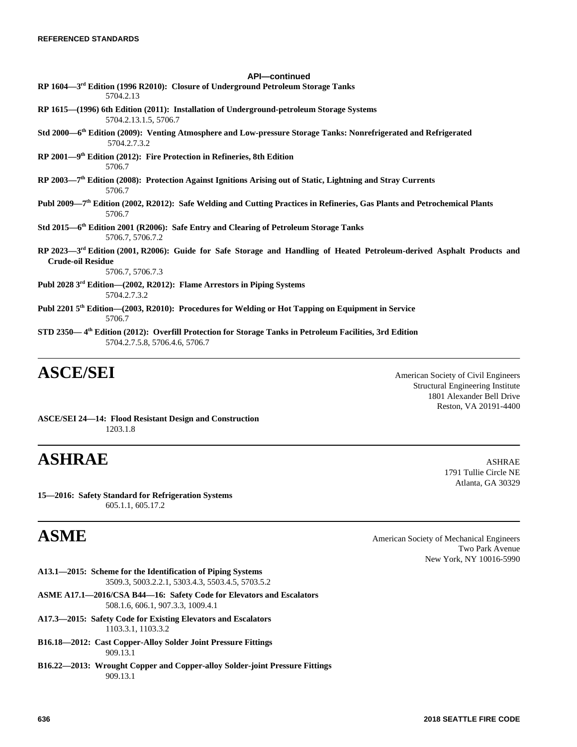**API—continued**

**RP 1604—3rd Edition (1996 R2010): Closure of Underground Petroleum Storage Tanks**
5704.2.13

**RP 1615—(1996) 6th Edition (2011): Installation of Underground-petroleum Storage Systems**
5704.2.13.1.5, 5706.7

**Std 2000—6th Edition (2009): Venting Atmosphere and Low-pressure Storage Tanks: Nonrefrigerated and Refrigerated**
5704.2.7.3.2

**RP 2001—9th Edition (2012): Fire Protection in Refineries, 8th Edition**
5706.7

**RP 2003—7th Edition (2008): Protection Against Ignitions Arising out of Static, Lightning and Stray Currents**
5706.7

**Publ 2009—7th Edition (2002, R2012): Safe Welding and Cutting Practices in Refineries, Gas Plants and Petrochemical Plants**
5706.7

**Std 2015—6th Edition 2001 (R2006): Safe Entry and Clearing of Petroleum Storage Tanks**
5706.7, 5706.7.2

**RP 2023—3rd Edition (2001, R2006): Guide for Safe Storage and Handling of Heated Petroleum-derived Asphalt Products and Crude-oil Residue**
5706.7, 5706.7.3

**Publ 2028 3rd Edition—(2002, R2012): Flame Arrestors in Piping Systems**
5704.2.7.3.2

**Publ 2201 5th Edition—(2003, R2010): Procedures for Welding or Hot Tapping on Equipment in Service**
5706.7

**STD 2350— 4th Edition (2012): Overfill Protection for Storage Tanks in Petroleum Facilities, 3rd Edition**
5704.2.7.5.8, 5706.4.6, 5706.7

# ASCE/SEI

American Society of Civil Engineers
Structural Engineering Institute
1801 Alexander Bell Drive
Reston, VA 20191-4400

**ASCE/SEI 24—14: Flood Resistant Design and Construction**
1203.1.8

# ASHRAE

ASHRAE
1791 Tullie Circle NE
Atlanta, GA 30329

**15—2016: Safety Standard for Refrigeration Systems**
605.1.1, 605.17.2

# ASME

American Society of Mechanical Engineers
Two Park Avenue
New York, NY 10016-5990

**A13.1—2015: Scheme for the Identification of Piping Systems**
3509.3, 5003.2.2.1, 5303.4.3, 5503.4.5, 5703.5.2

**ASME A17.1—2016/CSA B44—16: Safety Code for Elevators and Escalators**
508.1.6, 606.1, 907.3.3, 1009.4.1

**A17.3—2015: Safety Code for Existing Elevators and Escalators**
1103.3.1, 1103.3.2

**B16.18—2012: Cast Copper-Alloy Solder Joint Pressure Fittings**
909.13.1

**B16.22—2013: Wrought Copper and Copper-alloy Solder-joint Pressure Fittings**
909.13.1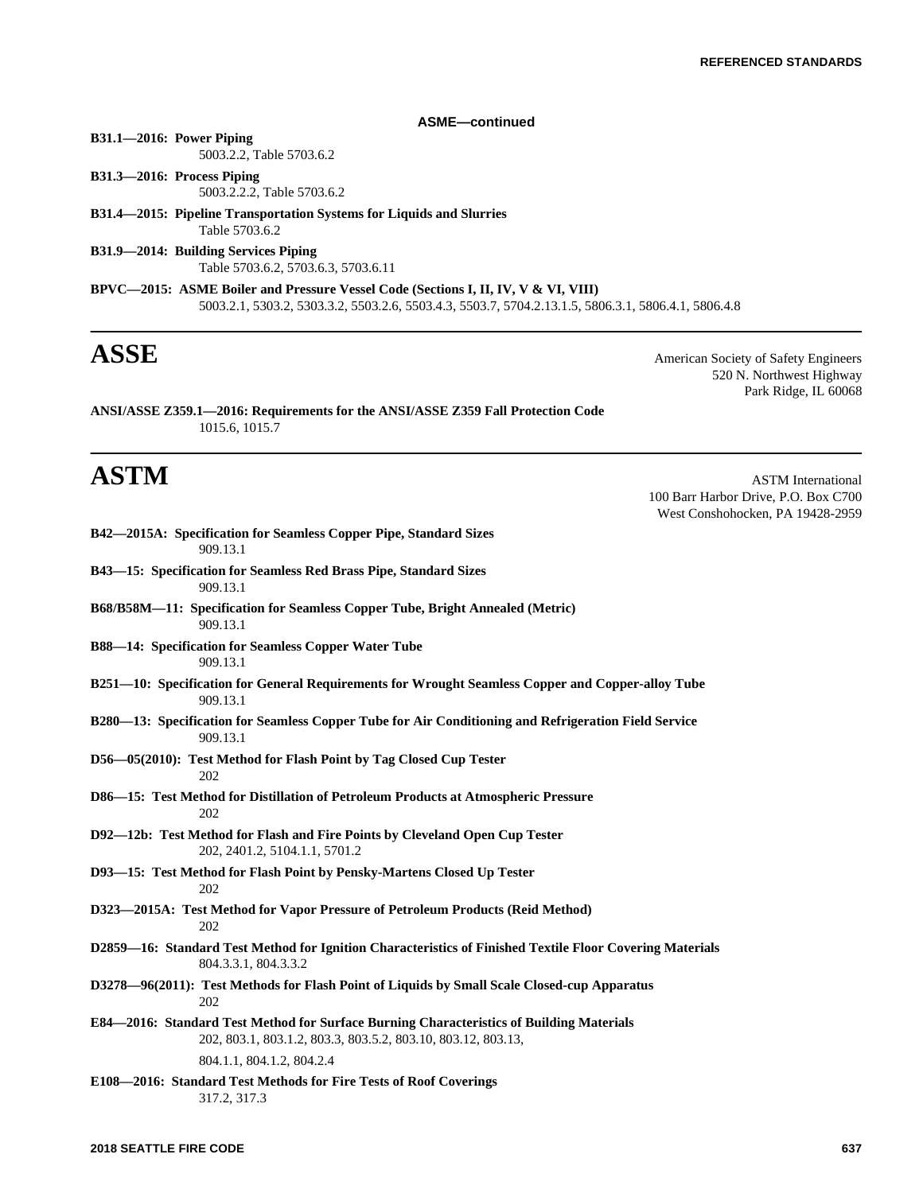**ASME—continued**

**B31.1—2016: Power Piping**
5003.2.2, Table 5703.6.2

**B31.3—2016: Process Piping**
5003.2.2.2, Table 5703.6.2

**B31.4—2015: Pipeline Transportation Systems for Liquids and Slurries**
Table 5703.6.2

**B31.9—2014: Building Services Piping**
Table 5703.6.2, 5703.6.3, 5703.6.11

**BPVC—2015: ASME Boiler and Pressure Vessel Code (Sections I, II, IV, V & VI, VIII)**
5003.2.1, 5303.2, 5303.3.2, 5503.2.6, 5503.4.3, 5503.7, 5704.2.13.1.5, 5806.3.1, 5806.4.1, 5806.4.8

# ASSE

American Society of Safety Engineers
520 N. Northwest Highway
Park Ridge, IL 60068

**ANSI/ASSE Z359.1—2016: Requirements for the ANSI/ASSE Z359 Fall Protection Code**
1015.6, 1015.7

# ASTM

ASTM International
100 Barr Harbor Drive, P.O. Box C700
West Conshohocken, PA 19428-2959

**B42—2015A: Specification for Seamless Copper Pipe, Standard Sizes**
909.13.1

**B43—15: Specification for Seamless Red Brass Pipe, Standard Sizes**
909.13.1

**B68/B58M—11: Specification for Seamless Copper Tube, Bright Annealed (Metric)**
909.13.1

**B88—14: Specification for Seamless Copper Water Tube**
909.13.1

**B251—10: Specification for General Requirements for Wrought Seamless Copper and Copper-alloy Tube**
909.13.1

**B280—13: Specification for Seamless Copper Tube for Air Conditioning and Refrigeration Field Service**
909.13.1

**D56—05(2010): Test Method for Flash Point by Tag Closed Cup Tester**
202

**D86—15: Test Method for Distillation of Petroleum Products at Atmospheric Pressure**
202

**D92—12b: Test Method for Flash and Fire Points by Cleveland Open Cup Tester**
202, 2401.2, 5104.1.1, 5701.2

**D93—15: Test Method for Flash Point by Pensky-Martens Closed Up Tester**
202

**D323—2015A: Test Method for Vapor Pressure of Petroleum Products (Reid Method)**
202

**D2859—16: Standard Test Method for Ignition Characteristics of Finished Textile Floor Covering Materials**
804.3.3.1, 804.3.3.2

**D3278—96(2011): Test Methods for Flash Point of Liquids by Small Scale Closed-cup Apparatus**
202

**E84—2016: Standard Test Method for Surface Burning Characteristics of Building Materials**
202, 803.1, 803.1.2, 803.3, 803.5.2, 803.10, 803.12, 803.13,
804.1.1, 804.1.2, 804.2.4

**E108—2016: Standard Test Methods for Fire Tests of Roof Coverings**
317.2, 317.3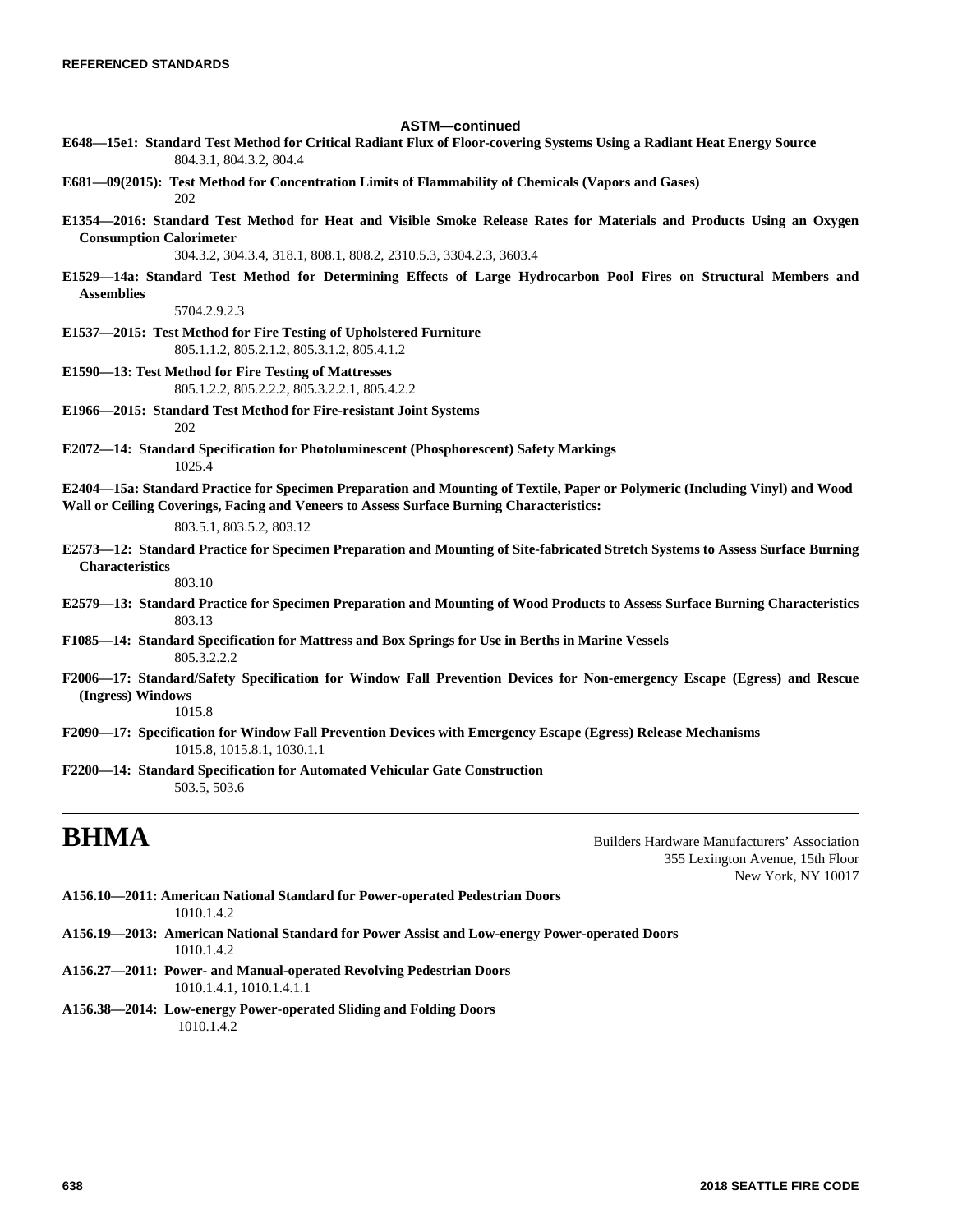### ASTM—continued

**E648—15e1: Standard Test Method for Critical Radiant Flux of Floor-covering Systems Using a Radiant Heat Energy Source**
804.3.1, 804.3.2, 804.4

**E681—09(2015): Test Method for Concentration Limits of Flammability of Chemicals (Vapors and Gases)**
202

**E1354—2016: Standard Test Method for Heat and Visible Smoke Release Rates for Materials and Products Using an Oxygen Consumption Calorimeter**
304.3.2, 304.3.4, 318.1, 808.1, 808.2, 2310.5.3, 3304.2.3, 3603.4

**E1529—14a: Standard Test Method for Determining Effects of Large Hydrocarbon Pool Fires on Structural Members and Assemblies**
5704.2.9.2.3

**E1537—2015: Test Method for Fire Testing of Upholstered Furniture**
805.1.1.2, 805.2.1.2, 805.3.1.2, 805.4.1.2

**E1590—13: Test Method for Fire Testing of Mattresses**
805.1.2.2, 805.2.2.2, 805.3.2.2.1, 805.4.2.2

**E1966—2015: Standard Test Method for Fire-resistant Joint Systems**
202

**E2072—14: Standard Specification for Photoluminescent (Phosphorescent) Safety Markings**
1025.4

**E2404—15a: Standard Practice for Specimen Preparation and Mounting of Textile, Paper or Polymeric (Including Vinyl) and Wood Wall or Ceiling Coverings, Facing and Veneers to Assess Surface Burning Characteristics:**
803.5.1, 803.5.2, 803.12

**E2573—12: Standard Practice for Specimen Preparation and Mounting of Site-fabricated Stretch Systems to Assess Surface Burning Characteristics**
803.10

**E2579—13: Standard Practice for Specimen Preparation and Mounting of Wood Products to Assess Surface Burning Characteristics**
803.13

**F1085—14: Standard Specification for Mattress and Box Springs for Use in Berths in Marine Vessels**
805.3.2.2.2

**F2006—17: Standard/Safety Specification for Window Fall Prevention Devices for Non-emergency Escape (Egress) and Rescue (Ingress) Windows**
1015.8

**F2090—17: Specification for Window Fall Prevention Devices with Emergency Escape (Egress) Release Mechanisms**
1015.8, 1015.8.1, 1030.1.1

**F2200—14: Standard Specification for Automated Vehicular Gate Construction**
503.5, 503.6

---

# BHMA

Builders Hardware Manufacturers' Association
355 Lexington Avenue, 15th Floor
New York, NY 10017

**A156.10—2011: American National Standard for Power-operated Pedestrian Doors**
1010.1.4.2

**A156.19—2013: American National Standard for Power Assist and Low-energy Power-operated Doors**
1010.1.4.2

**A156.27—2011: Power- and Manual-operated Revolving Pedestrian Doors**
1010.1.4.1, 1010.1.4.1.1

**A156.38—2014: Low-energy Power-operated Sliding and Folding Doors**
1010.1.4.2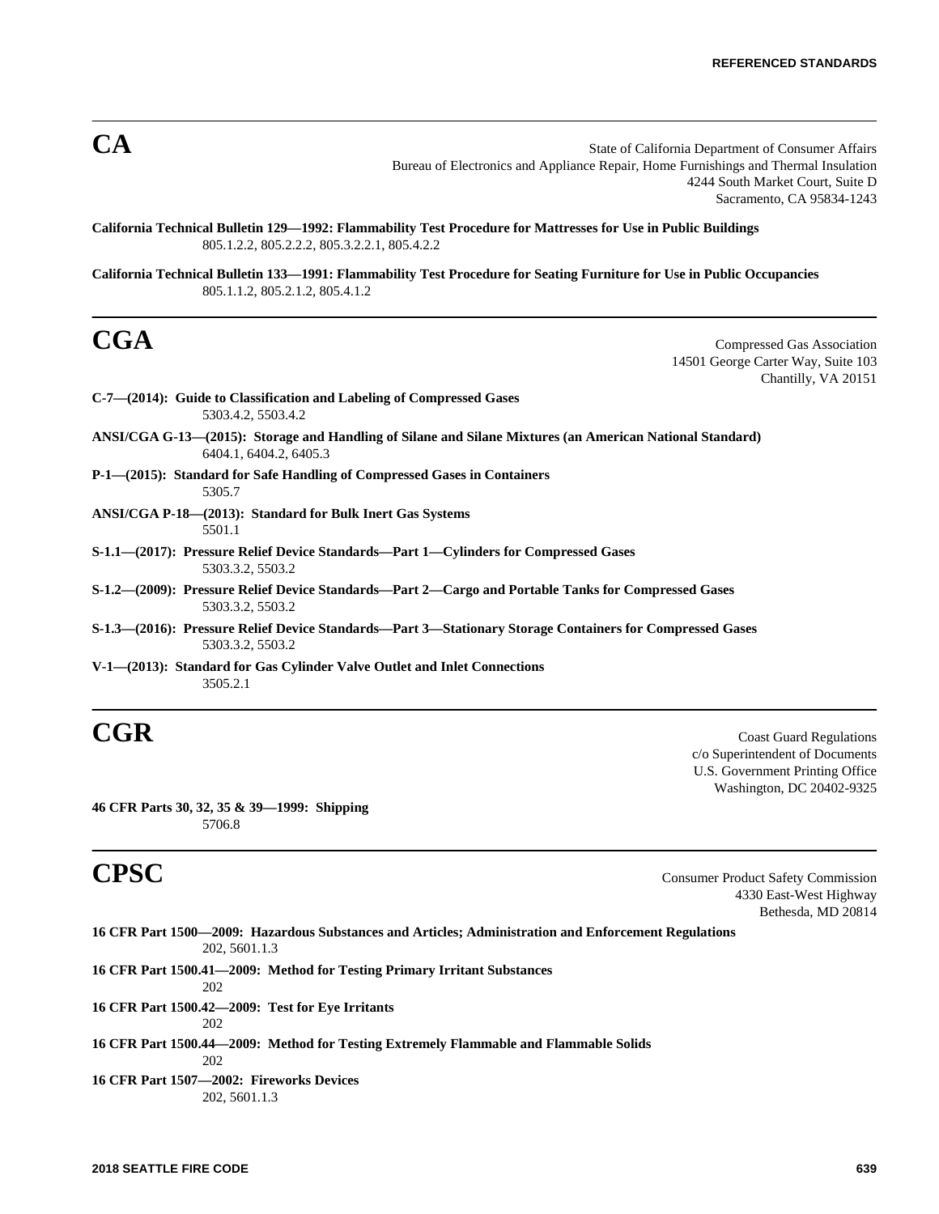## CA

State of California Department of Consumer Affairs
Bureau of Electronics and Appliance Repair, Home Furnishings and Thermal Insulation
4244 South Market Court, Suite D
Sacramento, CA 95834-1243

**California Technical Bulletin 129—1992: Flammability Test Procedure for Mattresses for Use in Public Buildings**
805.1.2.2, 805.2.2.2, 805.3.2.2.1, 805.4.2.2

**California Technical Bulletin 133—1991: Flammability Test Procedure for Seating Furniture for Use in Public Occupancies**
805.1.1.2, 805.2.1.2, 805.4.1.2

## CGA

Compressed Gas Association
14501 George Carter Way, Suite 103
Chantilly, VA 20151

**C-7—(2014): Guide to Classification and Labeling of Compressed Gases**
5303.4.2, 5503.4.2

**ANSI/CGA G-13—(2015): Storage and Handling of Silane and Silane Mixtures (an American National Standard)**
6404.1, 6404.2, 6405.3

**P-1—(2015): Standard for Safe Handling of Compressed Gases in Containers**
5305.7

**ANSI/CGA P-18—(2013): Standard for Bulk Inert Gas Systems**
5501.1

**S-1.1—(2017): Pressure Relief Device Standards—Part 1—Cylinders for Compressed Gases**
5303.3.2, 5503.2

**S-1.2—(2009): Pressure Relief Device Standards—Part 2—Cargo and Portable Tanks for Compressed Gases**
5303.3.2, 5503.2

**S-1.3—(2016): Pressure Relief Device Standards—Part 3—Stationary Storage Containers for Compressed Gases**
5303.3.2, 5503.2

**V-1—(2013): Standard for Gas Cylinder Valve Outlet and Inlet Connections**
3505.2.1

## CGR

Coast Guard Regulations
c/o Superintendent of Documents
U.S. Government Printing Office
Washington, DC 20402-9325

**46 CFR Parts 30, 32, 35 & 39—1999: Shipping**
5706.8

## CPSC

Consumer Product Safety Commission
4330 East-West Highway
Bethesda, MD 20814

**16 CFR Part 1500—2009: Hazardous Substances and Articles; Administration and Enforcement Regulations**
202, 5601.1.3

**16 CFR Part 1500.41—2009: Method for Testing Primary Irritant Substances**
202

**16 CFR Part 1500.42—2009: Test for Eye Irritants**
202

**16 CFR Part 1500.44—2009: Method for Testing Extremely Flammable and Flammable Solids**
202

**16 CFR Part 1507—2002: Fireworks Devices**
202, 5601.1.3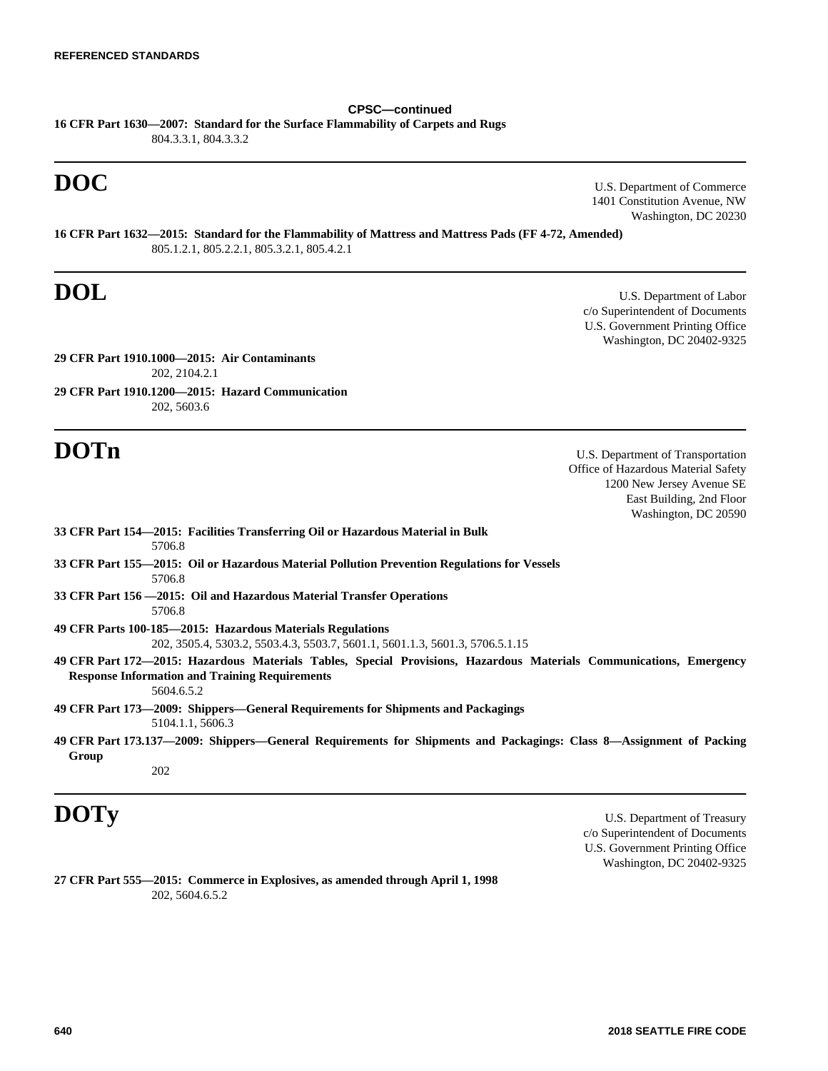**CPSC—continued**

**16 CFR Part 1630—2007: Standard for the Surface Flammability of Carpets and Rugs**
804.3.3.1, 804.3.3.2

---

# DOC

U.S. Department of Commerce
1401 Constitution Avenue, NW
Washington, DC 20230

**16 CFR Part 1632—2015: Standard for the Flammability of Mattress and Mattress Pads (FF 4-72, Amended)**
805.1.2.1, 805.2.2.1, 805.3.2.1, 805.4.2.1

---

# DOL

U.S. Department of Labor
c/o Superintendent of Documents
U.S. Government Printing Office
Washington, DC 20402-9325

**29 CFR Part 1910.1000—2015: Air Contaminants**
202, 2104.2.1

**29 CFR Part 1910.1200—2015: Hazard Communication**
202, 5603.6

---

# DOTn

U.S. Department of Transportation
Office of Hazardous Material Safety
1200 New Jersey Avenue SE
East Building, 2nd Floor
Washington, DC 20590

**33 CFR Part 154—2015: Facilities Transferring Oil or Hazardous Material in Bulk**
5706.8

**33 CFR Part 155—2015: Oil or Hazardous Material Pollution Prevention Regulations for Vessels**
5706.8

**33 CFR Part 156 —2015: Oil and Hazardous Material Transfer Operations**
5706.8

**49 CFR Parts 100-185—2015: Hazardous Materials Regulations**
202, 3505.4, 5303.2, 5503.4.3, 5503.7, 5601.1, 5601.1.3, 5601.3, 5706.5.1.15

**49 CFR Part 172—2015: Hazardous Materials Tables, Special Provisions, Hazardous Materials Communications, Emergency Response Information and Training Requirements**
5604.6.5.2

**49 CFR Part 173—2009: Shippers—General Requirements for Shipments and Packagings**
5104.1.1, 5606.3

**49 CFR Part 173.137—2009: Shippers—General Requirements for Shipments and Packagings: Class 8—Assignment of Packing Group**
202

---

# DOTy

U.S. Department of Treasury
c/o Superintendent of Documents
U.S. Government Printing Office
Washington, DC 20402-9325

**27 CFR Part 555—2015: Commerce in Explosives, as amended through April 1, 1998**
202, 5604.6.5.2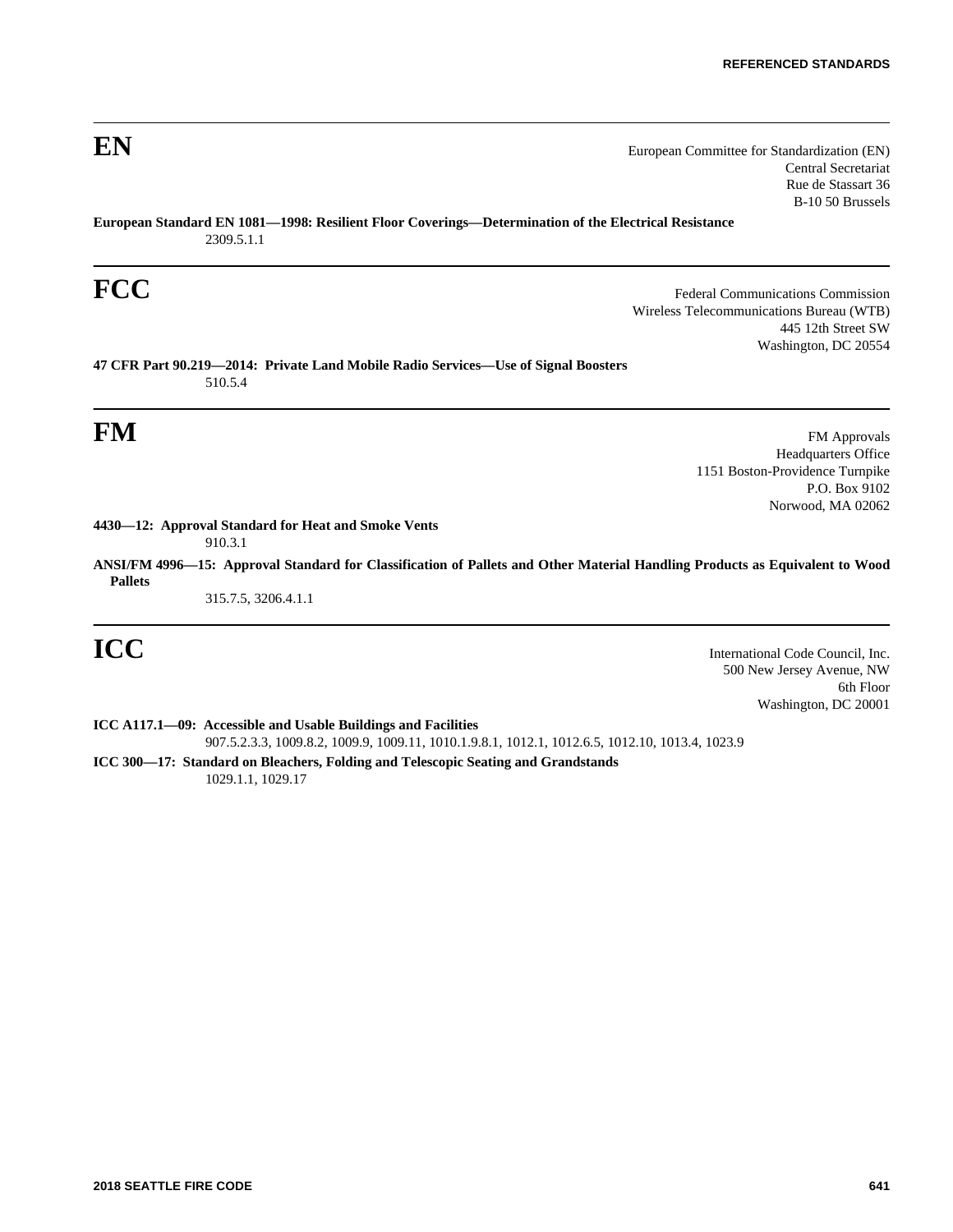## EN

European Committee for Standardization (EN)
Central Secretariat
Rue de Stassart 36
B-10 50 Brussels

**European Standard EN 1081—1998: Resilient Floor Coverings—Determination of the Electrical Resistance**

2309.5.1.1

## FCC

Federal Communications Commission
Wireless Telecommunications Bureau (WTB)
445 12th Street SW
Washington, DC 20554

**47 CFR Part 90.219—2014: Private Land Mobile Radio Services—Use of Signal Boosters**

510.5.4

## FM

FM Approvals
Headquarters Office
1151 Boston-Providence Turnpike
P.O. Box 9102
Norwood, MA 02062

**4430—12: Approval Standard for Heat and Smoke Vents**

910.3.1

**ANSI/FM 4996—15: Approval Standard for Classification of Pallets and Other Material Handling Products as Equivalent to Wood Pallets**

315.7.5, 3206.4.1.1

## ICC

International Code Council, Inc.
500 New Jersey Avenue, NW
6th Floor
Washington, DC 20001

**ICC A117.1—09: Accessible and Usable Buildings and Facilities**

907.5.2.3.3, 1009.8.2, 1009.9, 1009.11, 1010.1.9.8.1, 1012.1, 1012.6.5, 1012.10, 1013.4, 1023.9

**ICC 300—17: Standard on Bleachers, Folding and Telescopic Seating and Grandstands**

1029.1.1, 1029.17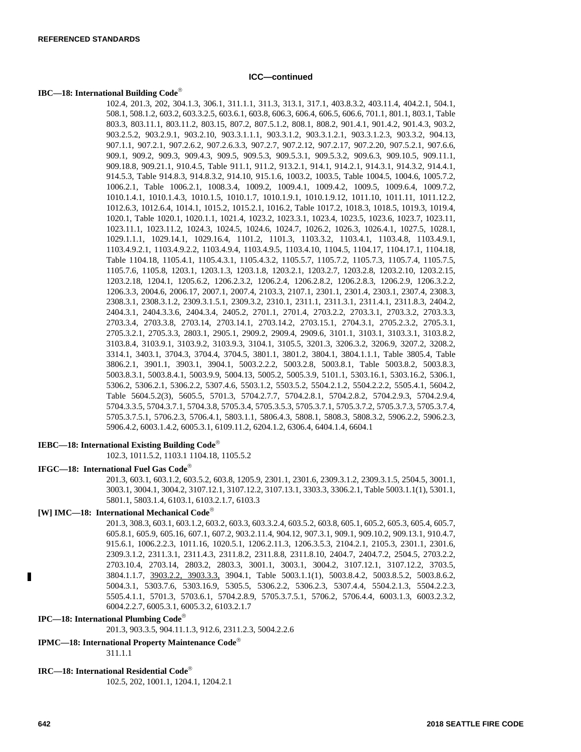## ICC—continued

**IBC—18: International Building Code®**

102.4, 201.3, 202, 304.1.3, 306.1, 311.1.1, 311.3, 313.1, 317.1, 403.8.3.2, 403.11.4, 404.2.1, 504.1, 508.1, 508.1.2, 603.2, 603.3.2.5, 603.6.1, 603.8, 606.3, 606.4, 606.5, 606.6, 701.1, 801.1, 803.1, Table 803.3, 803.11.1, 803.11.2, 803.15, 807.2, 807.5.1.2, 808.1, 808.2, 901.4.1, 901.4.2, 901.4.3, 903.2, 903.2.5.2, 903.2.9.1, 903.2.10, 903.3.1.1.1, 903.3.1.2, 903.3.1.2.1, 903.3.1.2.3, 903.3.2, 904.13, 907.1.1, 907.2.1, 907.2.6.2, 907.2.6.3.3, 907.2.7, 907.2.12, 907.2.17, 907.2.20, 907.5.2.1, 907.6.6, 909.1, 909.2, 909.3, 909.4.3, 909.5, 909.5.3, 909.5.3.1, 909.5.3.2, 909.6.3, 909.10.5, 909.11.1, 909.18.8, 909.21.1, 910.4.5, Table 911.1, 911.2, 913.2.1, 914.1, 914.2.1, 914.3.1, 914.3.2, 914.4.1, 914.5.3, Table 914.8.3, 914.8.3.2, 914.10, 915.1.6, 1003.2, 1003.5, Table 1004.5, 1004.6, 1005.7.2, 1006.2.1, Table 1006.2.1, 1008.3.4, 1009.2, 1009.4.1, 1009.4.2, 1009.5, 1009.6.4, 1009.7.2, 1010.1.4.1, 1010.1.4.3, 1010.1.5, 1010.1.7, 1010.1.9.1, 1010.1.9.12, 1011.10, 1011.11, 1011.12.2, 1012.6.3, 1012.6.4, 1014.1, 1015.2, 1015.2.1, 1016.2, Table 1017.2, 1018.3, 1018.5, 1019.3, 1019.4, 1020.1, Table 1020.1, 1020.1.1, 1021.4, 1023.2, 1023.3.1, 1023.4, 1023.5, 1023.6, 1023.7, 1023.11, 1023.11.1, 1023.11.2, 1024.3, 1024.5, 1024.6, 1024.7, 1026.2, 1026.3, 1026.4.1, 1027.5, 1028.1, 1029.1.1.1, 1029.14.1, 1029.16.4, 1101.2, 1101.3, 1103.3.2, 1103.4.1, 1103.4.8, 1103.4.9.1, 1103.4.9.2.1, 1103.4.9.2.2, 1103.4.9.4, 1103.4.9.5, 1103.4.10, 1104.5, 1104.17, 1104.17.1, 1104.18, Table 1104.18, 1105.4.1, 1105.4.3.1, 1105.4.3.2, 1105.5.7, 1105.7.2, 1105.7.3, 1105.7.4, 1105.7.5, 1105.7.6, 1105.8, 1203.1, 1203.1.3, 1203.1.8, 1203.2.1, 1203.2.7, 1203.2.8, 1203.2.10, 1203.2.15, 1203.2.18, 1204.1, 1205.6.2, 1206.2.3.2, 1206.2.4, 1206.2.8.2, 1206.2.8.3, 1206.2.9, 1206.3.2.2, 1206.3.3, 2004.6, 2006.17, 2007.1, 2007.4, 2103.3, 2107.1, 2301.1, 2301.4, 2303.1, 2307.4, 2308.3, 2308.3.1, 2308.3.1.2, 2309.3.1.5.1, 2309.3.2, 2310.1, 2311.1, 2311.3.1, 2311.4.1, 2311.8.3, 2404.2, 2404.3.1, 2404.3.3.6, 2404.3.4, 2405.2, 2701.1, 2701.4, 2703.2.2, 2703.3.1, 2703.3.2, 2703.3.3, 2703.3.4, 2703.3.8, 2703.14, 2703.14.1, 2703.14.2, 2703.15.1, 2704.3.1, 2705.2.3.2, 2705.3.1, 2705.3.2.1, 2705.3.3, 2803.1, 2905.1, 2909.2, 2909.4, 2909.6, 3101.1, 3103.1, 3103.3.1, 3103.8.2, 3103.8.4, 3103.9.1, 3103.9.2, 3103.9.3, 3104.1, 3105.5, 3201.3, 3206.3.2, 3206.9, 3207.2, 3208.2, 3314.1, 3403.1, 3704.3, 3704.4, 3704.5, 3801.1, 3801.2, 3804.1, 3804.1.1.1, Table 3805.4, Table 3806.2.1, 3901.1, 3903.1, 3904.1, 5003.2.2.2, 5003.2.8, 5003.8.1, Table 5003.8.2, 5003.8.3, 5003.8.3.1, 5003.8.4.1, 5003.9.9, 5004.13, 5005.2, 5005.3.9, 5101.1, 5303.16.1, 5303.16.2, 5306.1, 5306.2, 5306.2.1, 5306.2.2, 5307.4.6, 5503.1.2, 5503.5.2, 5504.2.1.2, 5504.2.2.2, 5505.4.1, 5604.2, Table 5604.5.2(3), 5605.5, 5701.3, 5704.2.7.7, 5704.2.8.1, 5704.2.8.2, 5704.2.9.3, 5704.2.9.4, 5704.3.3.5, 5704.3.7.1, 5704.3.8, 5705.3.4, 5705.3.5.3, 5705.3.7.1, 5705.3.7.2, 5705.3.7.3, 5705.3.7.4, 5705.3.7.5.1, 5706.2.3, 5706.4.1, 5803.1.1, 5806.4.3, 5808.1, 5808.3, 5808.3.2, 5906.2.2, 5906.2.3, 5906.4.2, 6003.1.4.2, 6005.3.1, 6109.11.2, 6204.1.2, 6306.4, 6404.1.4, 6604.1

**IEBC—18: International Existing Building Code®**

102.3, 1011.5.2, 1103.1 1104.18, 1105.5.2

**IFGC—18: International Fuel Gas Code®**

201.3, 603.1, 603.1.2, 603.5.2, 603.8, 1205.9, 2301.1, 2301.6, 2309.3.1.2, 2309.3.1.5, 2504.5, 3001.1, 3003.1, 3004.1, 3004.2, 3107.12.1, 3107.12.2, 3107.13.1, 3303.3, 3306.2.1, Table 5003.1.1(1), 5301.1, 5801.1, 5803.1.4, 6103.1, 6103.2.1.7, 6103.3

**[W] IMC—18: International Mechanical Code®**

201.3, 308.3, 603.1, 603.1.2, 603.2, 603.3, 603.3.2.4, 603.5.2, 603.8, 605.1, 605.2, 605.3, 605.4, 605.7, 605.8.1, 605.9, 605.16, 607.1, 607.2, 903.2.11.4, 904.12, 907.3.1, 909.1, 909.10.2, 909.13.1, 910.4.7, 915.6.1, 1006.2.2.3, 1011.16, 1020.5.1, 1206.2.11.3, 1206.3.5.3, 2104.2.1, 2105.3, 2301.1, 2301.6, 2309.3.1.2, 2311.3.1, 2311.4.3, 2311.8.2, 2311.8.8, 2311.8.10, 2404.7, 2404.7.2, 2504.5, 2703.2.2, 2703.10.4, 2703.14, 2803.2, 2803.3, 3001.1, 3003.1, 3004.2, 3107.12.1, 3107.12.2, 3703.5, 3804.1.1.7, 3903.2.2, 3903.3.3, 3904.1, Table 5003.1.1(1), 5003.8.4.2, 5003.8.5.2, 5003.8.6.2, 5004.3.1, 5303.7.6, 5303.16.9, 5305.5, 5306.2.2, 5306.2.3, 5307.4.4, 5504.2.1.3, 5504.2.2.3, 5505.4.1.1, 5701.3, 5703.6.1, 5704.2.8.9, 5705.3.7.5.1, 5706.2, 5706.4.4, 6003.1.3, 6003.2.3.2, 6004.2.2.7, 6005.3.1, 6005.3.2, 6103.2.1.7

**IPC—18: International Plumbing Code®**

201.3, 903.3.5, 904.11.1.3, 912.6, 2311.2.3, 5004.2.2.6

**IPMC—18: International Property Maintenance Code®**

311.1.1

**IRC—18: International Residential Code®**

102.5, 202, 1001.1, 1204.1, 1204.2.1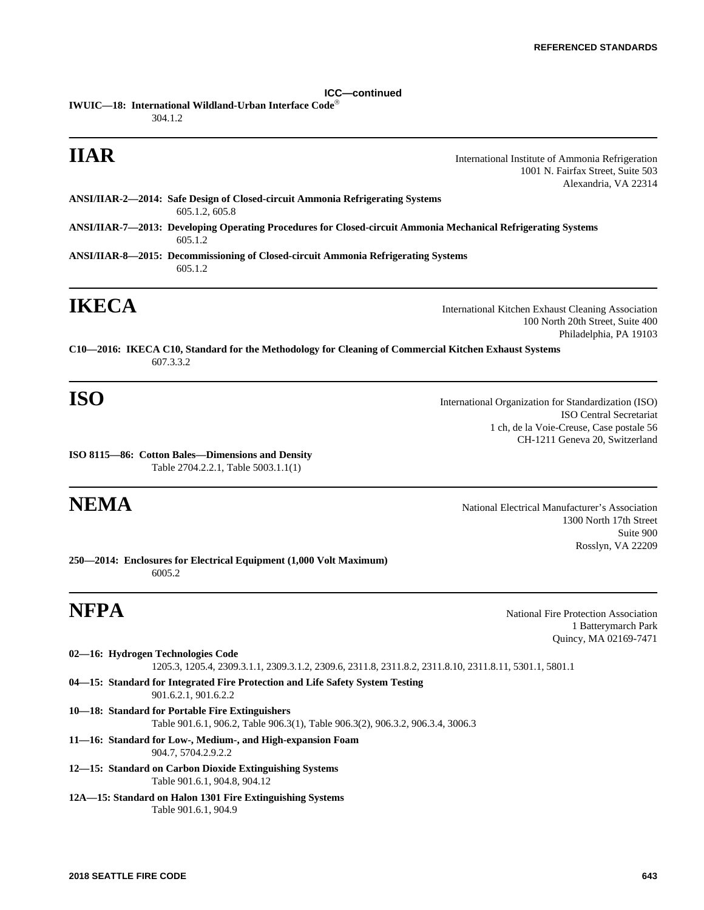**ICC—continued**

**IWUIC—18: International Wildland-Urban Interface Code®**
304.1.2

---

# IIAR

International Institute of Ammonia Refrigeration
1001 N. Fairfax Street, Suite 503
Alexandria, VA 22314

**ANSI/IIAR-2—2014: Safe Design of Closed-circuit Ammonia Refrigerating Systems**
605.1.2, 605.8

**ANSI/IIAR-7—2013: Developing Operating Procedures for Closed-circuit Ammonia Mechanical Refrigerating Systems**
605.1.2

**ANSI/IIAR-8—2015: Decommissioning of Closed-circuit Ammonia Refrigerating Systems**
605.1.2

---

# IKECA

International Kitchen Exhaust Cleaning Association
100 North 20th Street, Suite 400
Philadelphia, PA 19103

**C10—2016: IKECA C10, Standard for the Methodology for Cleaning of Commercial Kitchen Exhaust Systems**
607.3.3.2

---

# ISO

International Organization for Standardization (ISO)
ISO Central Secretariat
1 ch, de la Voie-Creuse, Case postale 56
CH-1211 Geneva 20, Switzerland

**ISO 8115—86: Cotton Bales—Dimensions and Density**
Table 2704.2.2.1, Table 5003.1.1(1)

---

# NEMA

National Electrical Manufacturer's Association
1300 North 17th Street
Suite 900
Rosslyn, VA 22209

**250—2014: Enclosures for Electrical Equipment (1,000 Volt Maximum)**
6005.2

---

# NFPA

National Fire Protection Association
1 Batterymarch Park
Quincy, MA 02169-7471

**02—16: Hydrogen Technologies Code**
1205.3, 1205.4, 2309.3.1.1, 2309.3.1.2, 2309.6, 2311.8, 2311.8.2, 2311.8.10, 2311.8.11, 5301.1, 5801.1

**04—15: Standard for Integrated Fire Protection and Life Safety System Testing**
901.6.2.1, 901.6.2.2

**10—18: Standard for Portable Fire Extinguishers**
Table 901.6.1, 906.2, Table 906.3(1), Table 906.3(2), 906.3.2, 906.3.4, 3006.3

**11—16: Standard for Low-, Medium-, and High-expansion Foam**
904.7, 5704.2.9.2.2

**12—15: Standard on Carbon Dioxide Extinguishing Systems**
Table 901.6.1, 904.8, 904.12

**12A—15: Standard on Halon 1301 Fire Extinguishing Systems**
Table 901.6.1, 904.9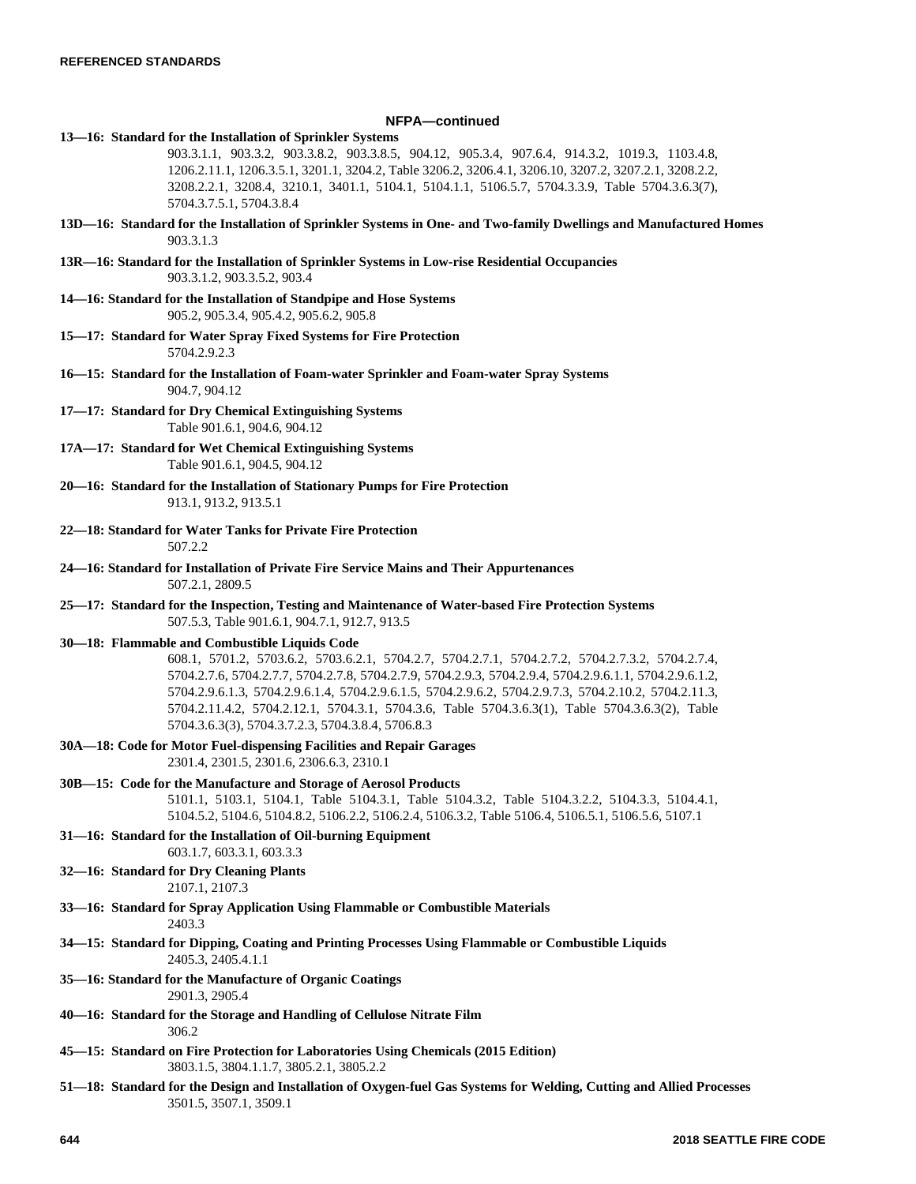**NFPA—continued**

**13—16: Standard for the Installation of Sprinkler Systems**
903.3.1.1, 903.3.2, 903.3.8.2, 903.3.8.5, 904.12, 905.3.4, 907.6.4, 914.3.2, 1019.3, 1103.4.8, 1206.2.11.1, 1206.3.5.1, 3201.1, 3204.2, Table 3206.2, 3206.4.1, 3206.10, 3207.2, 3207.2.1, 3208.2.2, 3208.2.2.1, 3208.4, 3210.1, 3401.1, 5104.1, 5104.1.1, 5106.5.7, 5704.3.3.9, Table 5704.3.6.3(7), 5704.3.7.5.1, 5704.3.8.4

**13D—16: Standard for the Installation of Sprinkler Systems in One- and Two-family Dwellings and Manufactured Homes**
903.3.1.3

**13R—16: Standard for the Installation of Sprinkler Systems in Low-rise Residential Occupancies**
903.3.1.2, 903.3.5.2, 903.4

**14—16: Standard for the Installation of Standpipe and Hose Systems**
905.2, 905.3.4, 905.4.2, 905.6.2, 905.8

**15—17: Standard for Water Spray Fixed Systems for Fire Protection**
5704.2.9.2.3

**16—15: Standard for the Installation of Foam-water Sprinkler and Foam-water Spray Systems**
904.7, 904.12

**17—17: Standard for Dry Chemical Extinguishing Systems**
Table 901.6.1, 904.6, 904.12

**17A—17: Standard for Wet Chemical Extinguishing Systems**
Table 901.6.1, 904.5, 904.12

**20—16: Standard for the Installation of Stationary Pumps for Fire Protection**
913.1, 913.2, 913.5.1

**22—18: Standard for Water Tanks for Private Fire Protection**
507.2.2

**24—16: Standard for Installation of Private Fire Service Mains and Their Appurtenances**
507.2.1, 2809.5

**25—17: Standard for the Inspection, Testing and Maintenance of Water-based Fire Protection Systems**
507.5.3, Table 901.6.1, 904.7.1, 912.7, 913.5

**30—18: Flammable and Combustible Liquids Code**
608.1, 5701.2, 5703.6.2, 5703.6.2.1, 5704.2.7, 5704.2.7.1, 5704.2.7.2, 5704.2.7.3.2, 5704.2.7.4, 5704.2.7.6, 5704.2.7.7, 5704.2.7.8, 5704.2.7.9, 5704.2.9.3, 5704.2.9.4, 5704.2.9.6.1.1, 5704.2.9.6.1.2, 5704.2.9.6.1.3, 5704.2.9.6.1.4, 5704.2.9.6.1.5, 5704.2.9.6.2, 5704.2.9.7.3, 5704.2.10.2, 5704.2.11.3, 5704.2.11.4.2, 5704.2.12.1, 5704.3.1, 5704.3.6, Table 5704.3.6.3(1), Table 5704.3.6.3(2), Table 5704.3.6.3(3), 5704.3.7.2.3, 5704.3.8.4, 5706.8.3

**30A—18: Code for Motor Fuel-dispensing Facilities and Repair Garages**
2301.4, 2301.5, 2301.6, 2306.6.3, 2310.1

**30B—15: Code for the Manufacture and Storage of Aerosol Products**
5101.1, 5103.1, 5104.1, Table 5104.3.1, Table 5104.3.2, Table 5104.3.2.2, 5104.3.3, 5104.4.1, 5104.5.2, 5104.6, 5104.8.2, 5106.2.2, 5106.2.4, 5106.3.2, Table 5106.4, 5106.5.1, 5106.5.6, 5107.1

**31—16: Standard for the Installation of Oil-burning Equipment**
603.1.7, 603.3.1, 603.3.3

**32—16: Standard for Dry Cleaning Plants**
2107.1, 2107.3

**33—16: Standard for Spray Application Using Flammable or Combustible Materials**
2403.3

**34—15: Standard for Dipping, Coating and Printing Processes Using Flammable or Combustible Liquids**
2405.3, 2405.4.1.1

**35—16: Standard for the Manufacture of Organic Coatings**
2901.3, 2905.4

**40—16: Standard for the Storage and Handling of Cellulose Nitrate Film**
306.2

**45—15: Standard on Fire Protection for Laboratories Using Chemicals (2015 Edition)**
3803.1.5, 3804.1.1.7, 3805.2.1, 3805.2.2

**51—18: Standard for the Design and Installation of Oxygen-fuel Gas Systems for Welding, Cutting and Allied Processes**
3501.5, 3507.1, 3509.1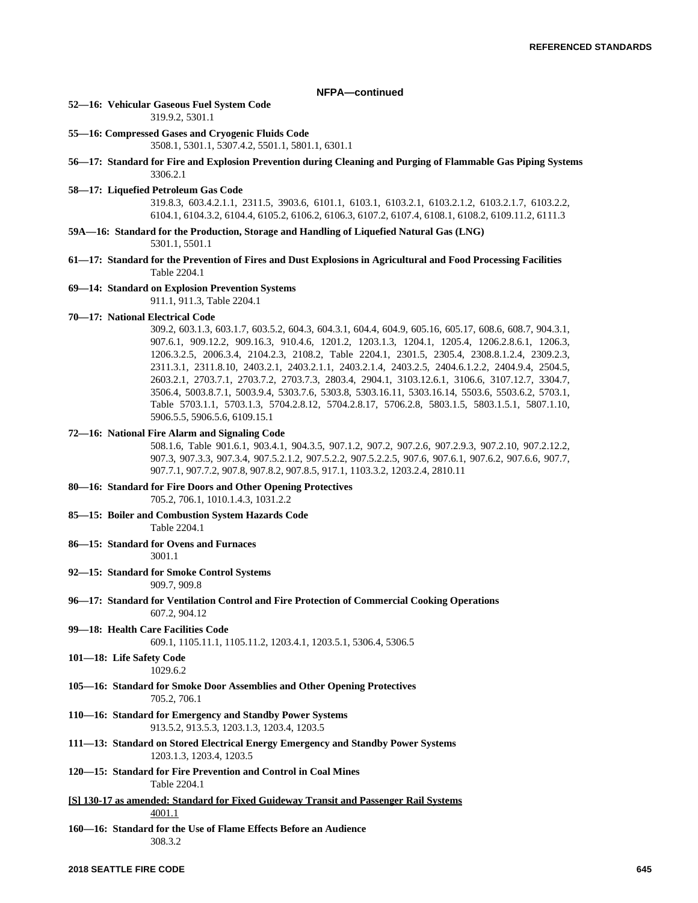**NFPA—continued**

**52—16: Vehicular Gaseous Fuel System Code**
319.9.2, 5301.1

**55—16: Compressed Gases and Cryogenic Fluids Code**
3508.1, 5301.1, 5307.4.2, 5501.1, 5801.1, 6301.1

**56—17: Standard for Fire and Explosion Prevention during Cleaning and Purging of Flammable Gas Piping Systems**
3306.2.1

**58—17: Liquefied Petroleum Gas Code**
319.8.3, 603.4.2.1.1, 2311.5, 3903.6, 6101.1, 6103.1, 6103.2.1, 6103.2.1.2, 6103.2.1.7, 6103.2.2, 6104.1, 6104.3.2, 6104.4, 6105.2, 6106.2, 6106.3, 6107.2, 6107.4, 6108.1, 6108.2, 6109.11.2, 6111.3

**59A—16: Standard for the Production, Storage and Handling of Liquefied Natural Gas (LNG)**
5301.1, 5501.1

**61—17: Standard for the Prevention of Fires and Dust Explosions in Agricultural and Food Processing Facilities**
Table 2204.1

**69—14: Standard on Explosion Prevention Systems**
911.1, 911.3, Table 2204.1

**70—17: National Electrical Code**
309.2, 603.1.3, 603.1.7, 603.5.2, 604.3, 604.3.1, 604.4, 604.9, 605.16, 605.17, 608.6, 608.7, 904.3.1, 907.6.1, 909.12.2, 909.16.3, 910.4.6, 1201.2, 1203.1.3, 1204.1, 1205.4, 1206.2.8.6.1, 1206.3, 1206.3.2.5, 2006.3.4, 2104.2.3, 2108.2, Table 2204.1, 2301.5, 2305.4, 2308.8.1.2.4, 2309.2.3, 2311.3.1, 2311.8.10, 2403.2.1, 2403.2.1.1, 2403.2.1.4, 2403.2.5, 2404.6.1.2.2, 2404.9.4, 2504.5, 2603.2.1, 2703.7.1, 2703.7.2, 2703.7.3, 2803.4, 2904.1, 3103.12.6.1, 3106.6, 3107.12.7, 3304.7, 3506.4, 5003.8.7.1, 5003.9.4, 5303.7.6, 5303.8, 5303.16.11, 5303.16.14, 5503.6, 5503.6.2, 5703.1, Table 5703.1.1, 5703.1.3, 5704.2.8.12, 5704.2.8.17, 5706.2.8, 5803.1.5, 5803.1.5.1, 5807.1.10, 5906.5.5, 5906.5.6, 6109.15.1

**72—16: National Fire Alarm and Signaling Code**
508.1.6, Table 901.6.1, 903.4.1, 904.3.5, 907.1.2, 907.2, 907.2.6, 907.2.9.3, 907.2.10, 907.2.12.2, 907.3, 907.3.3, 907.3.4, 907.5.2.1.2, 907.5.2.2, 907.5.2.2.5, 907.6, 907.6.1, 907.6.2, 907.6.6, 907.7, 907.7.1, 907.7.2, 907.8, 907.8.2, 907.8.5, 917.1, 1103.3.2, 1203.2.4, 2810.11

**80—16: Standard for Fire Doors and Other Opening Protectives**
705.2, 706.1, 1010.1.4.3, 1031.2.2

**85—15: Boiler and Combustion System Hazards Code**
Table 2204.1

**86—15: Standard for Ovens and Furnaces**
3001.1

**92—15: Standard for Smoke Control Systems**
909.7, 909.8

**96—17: Standard for Ventilation Control and Fire Protection of Commercial Cooking Operations**
607.2, 904.12

**99—18: Health Care Facilities Code**
609.1, 1105.11.1, 1105.11.2, 1203.4.1, 1203.5.1, 5306.4, 5306.5

**101—18: Life Safety Code**
1029.6.2

**105—16: Standard for Smoke Door Assemblies and Other Opening Protectives**
705.2, 706.1

**110—16: Standard for Emergency and Standby Power Systems**
913.5.2, 913.5.3, 1203.1.3, 1203.4, 1203.5

**111—13: Standard on Stored Electrical Energy Emergency and Standby Power Systems**
1203.1.3, 1203.4, 1203.5

**120—15: Standard for Fire Prevention and Control in Coal Mines**
Table 2204.1

**[S] 130-17 as amended: Standard for Fixed Guideway Transit and Passenger Rail Systems**
4001.1

**160—16: Standard for the Use of Flame Effects Before an Audience**
308.3.2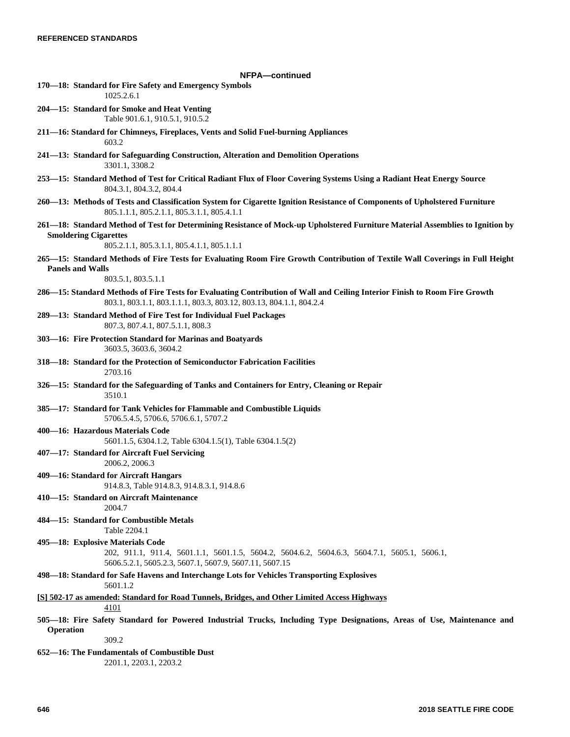## NFPA—continued

**170—18: Standard for Fire Safety and Emergency Symbols**
1025.2.6.1

**204—15: Standard for Smoke and Heat Venting**
Table 901.6.1, 910.5.1, 910.5.2

**211—16: Standard for Chimneys, Fireplaces, Vents and Solid Fuel-burning Appliances**
603.2

**241—13: Standard for Safeguarding Construction, Alteration and Demolition Operations**
3301.1, 3308.2

**253—15: Standard Method of Test for Critical Radiant Flux of Floor Covering Systems Using a Radiant Heat Energy Source**
804.3.1, 804.3.2, 804.4

**260—13: Methods of Tests and Classification System for Cigarette Ignition Resistance of Components of Upholstered Furniture**
805.1.1.1, 805.2.1.1, 805.3.1.1, 805.4.1.1

**261—18: Standard Method of Test for Determining Resistance of Mock-up Upholstered Furniture Material Assemblies to Ignition by Smoldering Cigarettes**
805.2.1.1, 805.3.1.1, 805.4.1.1, 805.1.1.1

**265—15: Standard Methods of Fire Tests for Evaluating Room Fire Growth Contribution of Textile Wall Coverings in Full Height Panels and Walls**
803.5.1, 803.5.1.1

**286—15: Standard Methods of Fire Tests for Evaluating Contribution of Wall and Ceiling Interior Finish to Room Fire Growth**
803.1, 803.1.1, 803.1.1.1, 803.3, 803.12, 803.13, 804.1.1, 804.2.4

**289—13: Standard Method of Fire Test for Individual Fuel Packages**
807.3, 807.4.1, 807.5.1.1, 808.3

**303—16: Fire Protection Standard for Marinas and Boatyards**
3603.5, 3603.6, 3604.2

**318—18: Standard for the Protection of Semiconductor Fabrication Facilities**
2703.16

**326—15: Standard for the Safeguarding of Tanks and Containers for Entry, Cleaning or Repair**
3510.1

**385—17: Standard for Tank Vehicles for Flammable and Combustible Liquids**
5706.5.4.5, 5706.6, 5706.6.1, 5707.2

**400—16: Hazardous Materials Code**
5601.1.5, 6304.1.2, Table 6304.1.5(1), Table 6304.1.5(2)

**407—17: Standard for Aircraft Fuel Servicing**
2006.2, 2006.3

**409—16: Standard for Aircraft Hangars**
914.8.3, Table 914.8.3, 914.8.3.1, 914.8.6

**410—15: Standard on Aircraft Maintenance**
2004.7

**484—15: Standard for Combustible Metals**
Table 2204.1

**495—18: Explosive Materials Code**
202, 911.1, 911.4, 5601.1.1, 5601.1.5, 5604.2, 5604.6.2, 5604.6.3, 5604.7.1, 5605.1, 5606.1, 5606.5.2.1, 5605.2.3, 5607.1, 5607.9, 5607.11, 5607.15

**498—18: Standard for Safe Havens and Interchange Lots for Vehicles Transporting Explosives**
5601.1.2

**[S] 502-17 as amended: Standard for Road Tunnels, Bridges, and Other Limited Access Highways**
4101

**505—18: Fire Safety Standard for Powered Industrial Trucks, Including Type Designations, Areas of Use, Maintenance and Operation**
309.2

**652—16: The Fundamentals of Combustible Dust**
2201.1, 2203.1, 2203.2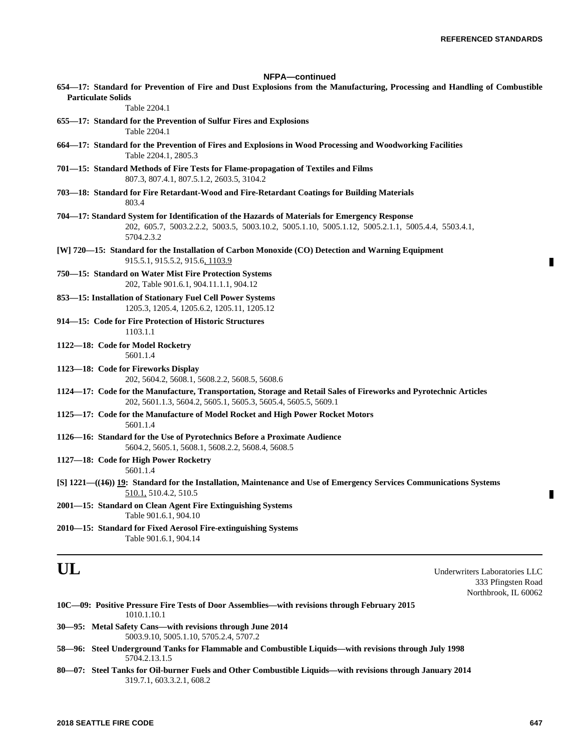## NFPA—continued

**654—17: Standard for Prevention of Fire and Dust Explosions from the Manufacturing, Processing and Handling of Combustible Particulate Solids**
Table 2204.1

**655—17: Standard for the Prevention of Sulfur Fires and Explosions**
Table 2204.1

**664—17: Standard for the Prevention of Fires and Explosions in Wood Processing and Woodworking Facilities**
Table 2204.1, 2805.3

**701—15: Standard Methods of Fire Tests for Flame-propagation of Textiles and Films**
807.3, 807.4.1, 807.5.1.2, 2603.5, 3104.2

**703—18: Standard for Fire Retardant-Wood and Fire-Retardant Coatings for Building Materials**
803.4

**704—17: Standard System for Identification of the Hazards of Materials for Emergency Response**
202, 605.7, 5003.2.2.2, 5003.5, 5003.10.2, 5005.1.10, 5005.1.12, 5005.2.1.1, 5005.4.4, 5503.4.1, 5704.2.3.2

**[W] 720—15: Standard for the Installation of Carbon Monoxide (CO) Detection and Warning Equipment**
915.5.1, 915.5.2, 915.6, 1103.9

**750—15: Standard on Water Mist Fire Protection Systems**
202, Table 901.6.1, 904.11.1.1, 904.12

**853—15: Installation of Stationary Fuel Cell Power Systems**
1205.3, 1205.4, 1205.6.2, 1205.11, 1205.12

**914—15: Code for Fire Protection of Historic Structures**
1103.1.1

**1122—18: Code for Model Rocketry**
5601.1.4

**1123—18: Code for Fireworks Display**
202, 5604.2, 5608.1, 5608.2.2, 5608.5, 5608.6

**1124—17: Code for the Manufacture, Transportation, Storage and Retail Sales of Fireworks and Pyrotechnic Articles**
202, 5601.1.3, 5604.2, 5605.1, 5605.3, 5605.4, 5605.5, 5609.1

**1125—17: Code for the Manufacture of Model Rocket and High Power Rocket Motors**
5601.1.4

**1126—16: Standard for the Use of Pyrotechnics Before a Proximate Audience**
5604.2, 5605.1, 5608.1, 5608.2.2, 5608.4, 5608.5

**1127—18: Code for High Power Rocketry**
5601.1.4

**[S] 1221—((16)) 19: Standard for the Installation, Maintenance and Use of Emergency Services Communications Systems**
510.1, 510.4.2, 510.5

**2001—15: Standard on Clean Agent Fire Extinguishing Systems**
Table 901.6.1, 904.10

**2010—15: Standard for Fixed Aerosol Fire-extinguishing Systems**
Table 901.6.1, 904.14

---

# UL

Underwriters Laboratories LLC
333 Pfingsten Road
Northbrook, IL 60062

**10C—09: Positive Pressure Fire Tests of Door Assemblies—with revisions through February 2015**
1010.1.10.1

**30—95: Metal Safety Cans—with revisions through June 2014**
5003.9.10, 5005.1.10, 5705.2.4, 5707.2

**58—96: Steel Underground Tanks for Flammable and Combustible Liquids—with revisions through July 1998**
5704.2.13.1.5

**80—07: Steel Tanks for Oil-burner Fuels and Other Combustible Liquids—with revisions through January 2014**
319.7.1, 603.3.2.1, 608.2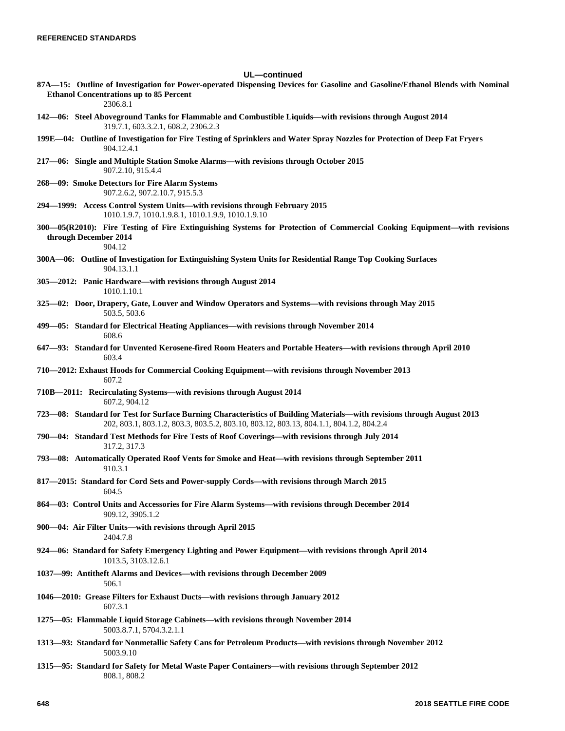## UL—continued

**87A—15: Outline of Investigation for Power-operated Dispensing Devices for Gasoline and Gasoline/Ethanol Blends with Nominal Ethanol Concentrations up to 85 Percent**
2306.8.1

**142—06: Steel Aboveground Tanks for Flammable and Combustible Liquids—with revisions through August 2014**
319.7.1, 603.3.2.1, 608.2, 2306.2.3

**199E—04: Outline of Investigation for Fire Testing of Sprinklers and Water Spray Nozzles for Protection of Deep Fat Fryers**
904.12.4.1

**217—06: Single and Multiple Station Smoke Alarms—with revisions through October 2015**
907.2.10, 915.4.4

**268—09: Smoke Detectors for Fire Alarm Systems**
907.2.6.2, 907.2.10.7, 915.5.3

**294—1999: Access Control System Units—with revisions through February 2015**
1010.1.9.7, 1010.1.9.8.1, 1010.1.9.9, 1010.1.9.10

**300—05(R2010): Fire Testing of Fire Extinguishing Systems for Protection of Commercial Cooking Equipment—with revisions through December 2014**
904.12

**300A—06: Outline of Investigation for Extinguishing System Units for Residential Range Top Cooking Surfaces**
904.13.1.1

**305—2012: Panic Hardware—with revisions through August 2014**
1010.1.10.1

**325—02: Door, Drapery, Gate, Louver and Window Operators and Systems—with revisions through May 2015**
503.5, 503.6

**499—05: Standard for Electrical Heating Appliances—with revisions through November 2014**
608.6

**647—93: Standard for Unvented Kerosene-fired Room Heaters and Portable Heaters—with revisions through April 2010**
603.4

**710—2012: Exhaust Hoods for Commercial Cooking Equipment—with revisions through November 2013**
607.2

**710B—2011: Recirculating Systems—with revisions through August 2014**
607.2, 904.12

**723—08: Standard for Test for Surface Burning Characteristics of Building Materials—with revisions through August 2013**
202, 803.1, 803.1.2, 803.3, 803.5.2, 803.10, 803.12, 803.13, 804.1.1, 804.1.2, 804.2.4

**790—04: Standard Test Methods for Fire Tests of Roof Coverings—with revisions through July 2014**
317.2, 317.3

**793—08: Automatically Operated Roof Vents for Smoke and Heat—with revisions through September 2011**
910.3.1

**817—2015: Standard for Cord Sets and Power-supply Cords—with revisions through March 2015**
604.5

**864—03: Control Units and Accessories for Fire Alarm Systems—with revisions through December 2014**
909.12, 3905.1.2

**900—04: Air Filter Units—with revisions through April 2015**
2404.7.8

**924—06: Standard for Safety Emergency Lighting and Power Equipment—with revisions through April 2014**
1013.5, 3103.12.6.1

**1037—99: Antitheft Alarms and Devices—with revisions through December 2009**
506.1

**1046—2010: Grease Filters for Exhaust Ducts—with revisions through January 2012**
607.3.1

**1275—05: Flammable Liquid Storage Cabinets—with revisions through November 2014**
5003.8.7.1, 5704.3.2.1.1

**1313—93: Standard for Nonmetallic Safety Cans for Petroleum Products—with revisions through November 2012**
5003.9.10

**1315—95: Standard for Safety for Metal Waste Paper Containers—with revisions through September 2012**
808.1, 808.2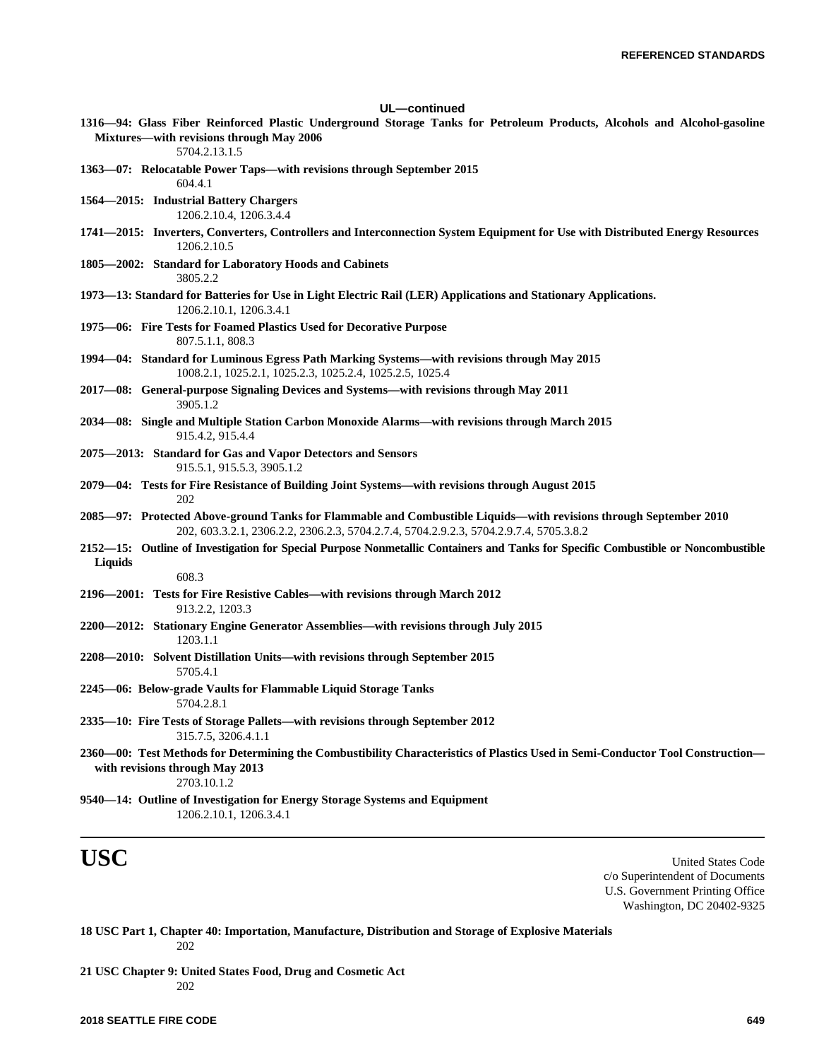## UL—continued

**1316—94: Glass Fiber Reinforced Plastic Underground Storage Tanks for Petroleum Products, Alcohols and Alcohol-gasoline Mixtures—with revisions through May 2006**
5704.2.13.1.5

**1363—07: Relocatable Power Taps—with revisions through September 2015**
604.4.1

**1564—2015: Industrial Battery Chargers**
1206.2.10.4, 1206.3.4.4

**1741—2015: Inverters, Converters, Controllers and Interconnection System Equipment for Use with Distributed Energy Resources**
1206.2.10.5

**1805—2002: Standard for Laboratory Hoods and Cabinets**
3805.2.2

**1973—13: Standard for Batteries for Use in Light Electric Rail (LER) Applications and Stationary Applications.**
1206.2.10.1, 1206.3.4.1

**1975—06: Fire Tests for Foamed Plastics Used for Decorative Purpose**
807.5.1.1, 808.3

**1994—04: Standard for Luminous Egress Path Marking Systems—with revisions through May 2015**
1008.2.1, 1025.2.1, 1025.2.3, 1025.2.4, 1025.2.5, 1025.4

**2017—08: General-purpose Signaling Devices and Systems—with revisions through May 2011**
3905.1.2

**2034—08: Single and Multiple Station Carbon Monoxide Alarms—with revisions through March 2015**
915.4.2, 915.4.4

**2075—2013: Standard for Gas and Vapor Detectors and Sensors**
915.5.1, 915.5.3, 3905.1.2

**2079—04: Tests for Fire Resistance of Building Joint Systems—with revisions through August 2015**
202

**2085—97: Protected Above-ground Tanks for Flammable and Combustible Liquids—with revisions through September 2010**
202, 603.3.2.1, 2306.2.2, 2306.2.3, 5704.2.7.4, 5704.2.9.2.3, 5704.2.9.7.4, 5705.3.8.2

**2152—15: Outline of Investigation for Special Purpose Nonmetallic Containers and Tanks for Specific Combustible or Noncombustible Liquids**
608.3

**2196—2001: Tests for Fire Resistive Cables—with revisions through March 2012**
913.2.2, 1203.3

**2200—2012: Stationary Engine Generator Assemblies—with revisions through July 2015**
1203.1.1

**2208—2010: Solvent Distillation Units—with revisions through September 2015**
5705.4.1

**2245—06: Below-grade Vaults for Flammable Liquid Storage Tanks**
5704.2.8.1

**2335—10: Fire Tests of Storage Pallets—with revisions through September 2012**
315.7.5, 3206.4.1.1

**2360—00: Test Methods for Determining the Combustibility Characteristics of Plastics Used in Semi-Conductor Tool Construction—with revisions through May 2013**
2703.10.1.2

**9540—14: Outline of Investigation for Energy Storage Systems and Equipment**
1206.2.10.1, 1206.3.4.1

## USC

United States Code
c/o Superintendent of Documents
U.S. Government Printing Office
Washington, DC 20402-9325

**18 USC Part 1, Chapter 40: Importation, Manufacture, Distribution and Storage of Explosive Materials**
202

**21 USC Chapter 9: United States Food, Drug and Cosmetic Act**
202